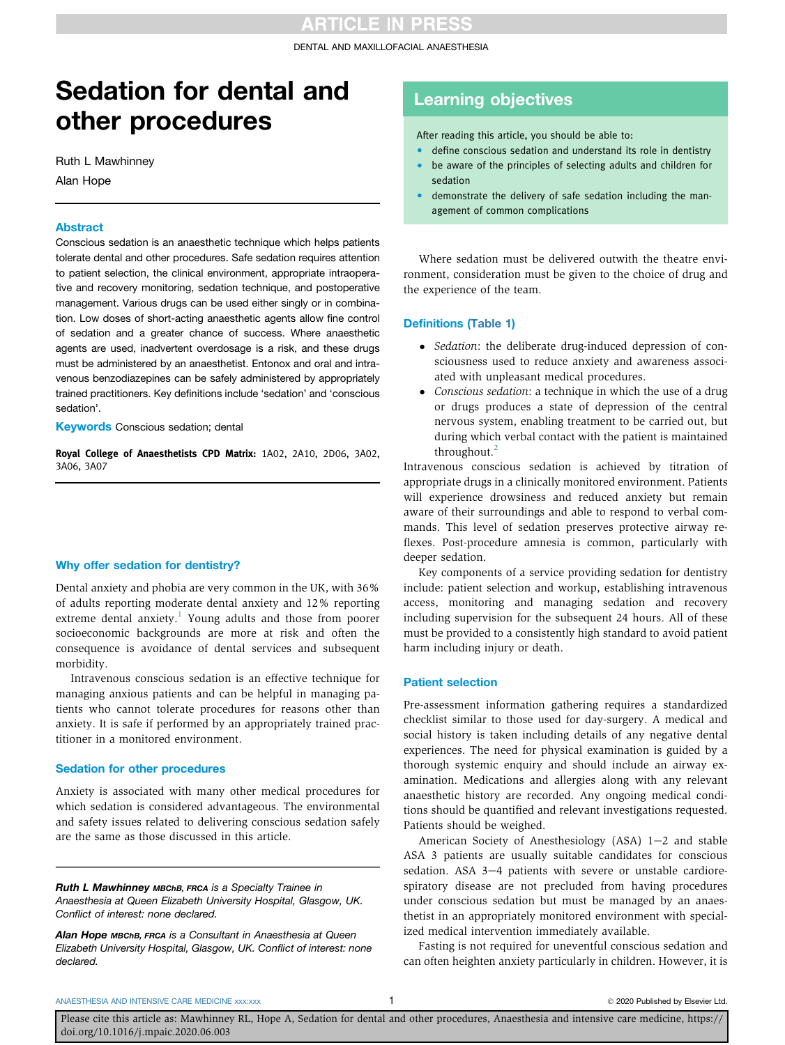# Sedation for dental and other procedures

Ruth L Mawhinney

Alan Hope

## Abstract

Conscious sedation is an anaesthetic technique which helps patients tolerate dental and other procedures. Safe sedation requires attention to patient selection, the clinical environment, appropriate intraoperative and recovery monitoring, sedation technique, and postoperative management. Various drugs can be used either singly or in combination. Low doses of short-acting anaesthetic agents allow fine control of sedation and a greater chance of success. Where anaesthetic agents are used, inadvertent overdosage is a risk, and these drugs must be administered by an anaesthetist. Entonox and oral and intravenous benzodiazepines can be safely administered by appropriately trained practitioners. Key definitions include 'sedation' and 'conscious sedation'.

**Keywords** Conscious sedation; dental

**Royal College of Anaesthetists CPD Matrix:** 1A02, 2A10, 2D06, 3A02, 3A06, 3A07

## Why offer sedation for dentistry?

Dental anxiety and phobia are very common in the UK, with 36% of adults reporting moderate dental anxiety and 12% reporting extreme dental anxiety.[1] Young adults and those from poorer socioeconomic backgrounds are more at risk and often the consequence is avoidance of dental services and subsequent morbidity.

Intravenous conscious sedation is an effective technique for managing anxious patients and can be helpful in managing patients who cannot tolerate procedures for reasons other than anxiety. It is safe if performed by an appropriately trained practitioner in a monitored environment.

## Sedation for other procedures

Anxiety is associated with many other medical procedures for which sedation is considered advantageous. The environmental and safety issues related to delivering conscious sedation safely are the same as those discussed in this article.

***Ruth L Mawhinney** MBChB, FRCA is a Specialty Trainee in Anaesthesia at Queen Elizabeth University Hospital, Glasgow, UK. Conflict of interest: none declared.*

***Alan Hope** MBChB, FRCA is a Consultant in Anaesthesia at Queen Elizabeth University Hospital, Glasgow, UK. Conflict of interest: none declared.*

## Learning objectives

After reading this article, you should be able to:

- define conscious sedation and understand its role in dentistry
- be aware of the principles of selecting adults and children for sedation
- demonstrate the delivery of safe sedation including the management of common complications

Where sedation must be delivered outwith the theatre environment, consideration must be given to the choice of drug and the experience of the team.

## Definitions (Table 1)

- *Sedation*: the deliberate drug-induced depression of consciousness used to reduce anxiety and awareness associated with unpleasant medical procedures.
- *Conscious sedation*: a technique in which the use of a drug or drugs produces a state of depression of the central nervous system, enabling treatment to be carried out, but during which verbal contact with the patient is maintained throughout.[2]

Intravenous conscious sedation is achieved by titration of appropriate drugs in a clinically monitored environment. Patients will experience drowsiness and reduced anxiety but remain aware of their surroundings and able to respond to verbal commands. This level of sedation preserves protective airway reflexes. Post-procedure amnesia is common, particularly with deeper sedation.

Key components of a service providing sedation for dentistry include: patient selection and workup, establishing intravenous access, monitoring and managing sedation and recovery including supervision for the subsequent 24 hours. All of these must be provided to a consistently high standard to avoid patient harm including injury or death.

## Patient selection

Pre-assessment information gathering requires a standardized checklist similar to those used for day-surgery. A medical and social history is taken including details of any negative dental experiences. The need for physical examination is guided by a thorough systemic enquiry and should include an airway examination. Medications and allergies along with any relevant anaesthetic history are recorded. Any ongoing medical conditions should be quantified and relevant investigations requested. Patients should be weighed.

American Society of Anesthesiology (ASA) 1–2 and stable ASA 3 patients are usually suitable candidates for conscious sedation. ASA 3–4 patients with severe or unstable cardiorespiratory disease are not precluded from having procedures under conscious sedation but must be managed by an anaesthetist in an appropriately monitored environment with specialized medical intervention immediately available.

Fasting is not required for uneventful conscious sedation and can often heighten anxiety particularly in children. However, it is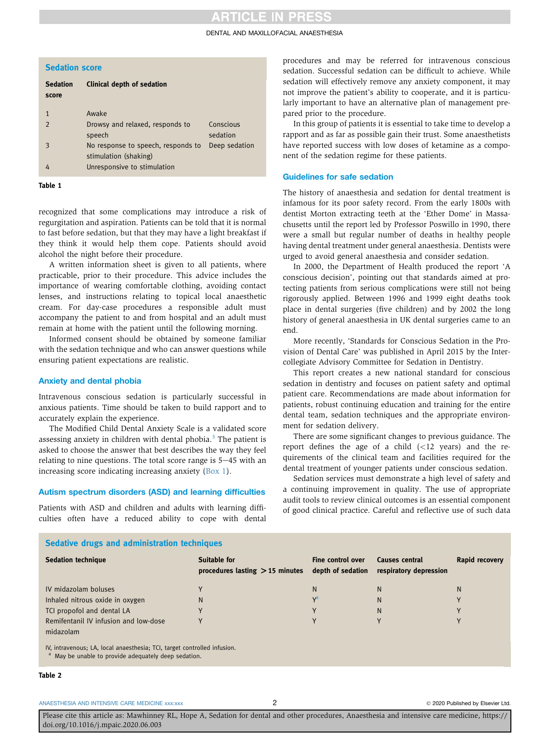### Sedation score

| Sedation score | Clinical depth of sedation | |
|---|---|---|
| 1 | Awake | |
| 2 | Drowsy and relaxed, responds to speech | Conscious sedation |
| 3 | No response to speech, responds to stimulation (shaking) | Deep sedation |
| 4 | Unresponsive to stimulation | |

**Table 1**

recognized that some complications may introduce a risk of regurgitation and aspiration. Patients can be told that it is normal to fast before sedation, but that they may have a light breakfast if they think it would help them cope. Patients should avoid alcohol the night before their procedure.

A written information sheet is given to all patients, where practicable, prior to their procedure. This advice includes the importance of wearing comfortable clothing, avoiding contact lenses, and instructions relating to topical local anaesthetic cream. For day-case procedures a responsible adult must accompany the patient to and from hospital and an adult must remain at home with the patient until the following morning.

Informed consent should be obtained by someone familiar with the sedation technique and who can answer questions while ensuring patient expectations are realistic.

### Anxiety and dental phobia

Intravenous conscious sedation is particularly successful in anxious patients. Time should be taken to build rapport and to accurately explain the experience.

The Modified Child Dental Anxiety Scale is a validated score assessing anxiety in children with dental phobia.[3] The patient is asked to choose the answer that best describes the way they feel relating to nine questions. The total score range is 5–45 with an increasing score indicating increasing anxiety (Box 1).

### Autism spectrum disorders (ASD) and learning difficulties

Patients with ASD and children and adults with learning difficulties often have a reduced ability to cope with dental procedures and may be referred for intravenous conscious sedation. Successful sedation can be difficult to achieve. While sedation will effectively remove any anxiety component, it may not improve the patient's ability to cooperate, and it is particularly important to have an alternative plan of management prepared prior to the procedure.

In this group of patients it is essential to take time to develop a rapport and as far as possible gain their trust. Some anaesthetists have reported success with low doses of ketamine as a component of the sedation regime for these patients.

### Guidelines for safe sedation

The history of anaesthesia and sedation for dental treatment is infamous for its poor safety record. From the early 1800s with dentist Morton extracting teeth at the 'Ether Dome' in Massachusetts until the report led by Professor Poswillo in 1990, there were a small but regular number of deaths in healthy people having dental treatment under general anaesthesia. Dentists were urged to avoid general anaesthesia and consider sedation.

In 2000, the Department of Health produced the report 'A conscious decision', pointing out that standards aimed at protecting patients from serious complications were still not being rigorously applied. Between 1996 and 1999 eight deaths took place in dental surgeries (five children) and by 2002 the long history of general anaesthesia in UK dental surgeries came to an end.

More recently, 'Standards for Conscious Sedation in the Provision of Dental Care' was published in April 2015 by the Intercollegiate Advisory Committee for Sedation in Dentistry.

This report creates a new national standard for conscious sedation in dentistry and focuses on patient safety and optimal patient care. Recommendations are made about information for patients, robust continuing education and training for the entire dental team, sedation techniques and the appropriate environment for sedation delivery.

There are some significant changes to previous guidance. The report defines the age of a child (<12 years) and the requirements of the clinical team and facilities required for the dental treatment of younger patients under conscious sedation.

Sedation services must demonstrate a high level of safety and a continuing improvement in quality. The use of appropriate audit tools to review clinical outcomes is an essential component of good clinical practice. Careful and reflective use of such data

### Sedative drugs and administration techniques

| Sedation technique | Suitable for procedures lasting > 15 minutes | Fine control over depth of sedation | Causes central respiratory depression | Rapid recovery |
|---|---|---|---|---|
| IV midazolam boluses | Y | N | N | N |
| Inhaled nitrous oxide in oxygen | N | Y[a] | N | Y |
| TCI propofol and dental LA | Y | Y | N | Y |
| Remifentanil IV infusion and low-dose midazolam | Y | Y | Y | Y |

IV, intravenous; LA, local anaesthesia; TCI, target controlled infusion.
[a] May be unable to provide adequately deep sedation.

**Table 2**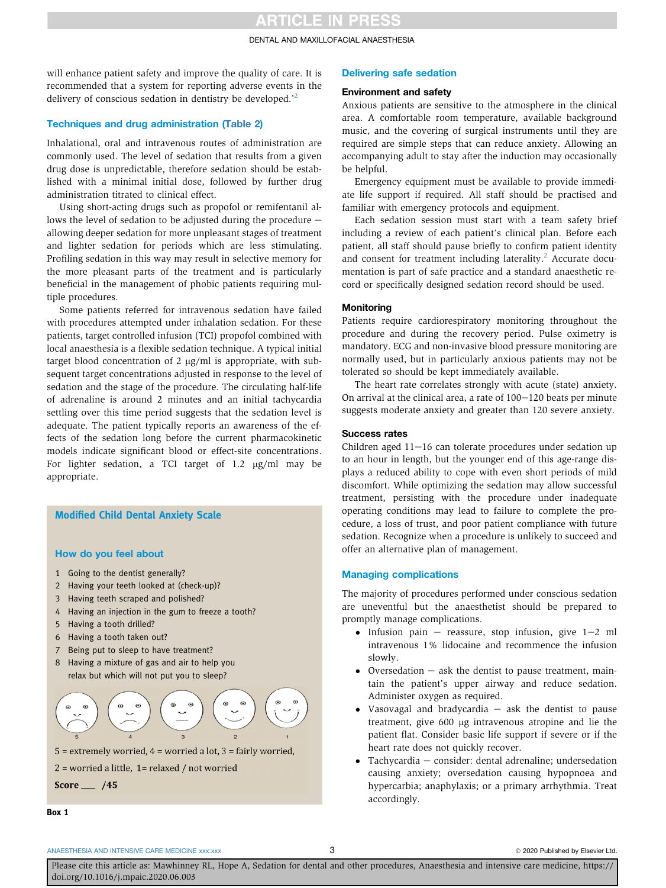will enhance patient safety and improve the quality of care. It is recommended that a system for reporting adverse events in the delivery of conscious sedation in dentistry be developed.'[2]

## Techniques and drug administration (Table 2)

Inhalational, oral and intravenous routes of administration are commonly used. The level of sedation that results from a given drug dose is unpredictable, therefore sedation should be established with a minimal initial dose, followed by further drug administration titrated to clinical effect.

Using short-acting drugs such as propofol or remifentanil allows the level of sedation to be adjusted during the procedure — allowing deeper sedation for more unpleasant stages of treatment and lighter sedation for periods which are less stimulating. Profiling sedation in this way may result in selective memory for the more pleasant parts of the treatment and is particularly beneficial in the management of phobic patients requiring multiple procedures.

Some patients referred for intravenous sedation have failed with procedures attempted under inhalation sedation. For these patients, target controlled infusion (TCI) propofol combined with local anaesthesia is a flexible sedation technique. A typical initial target blood concentration of 2 μg/ml is appropriate, with subsequent target concentrations adjusted in response to the level of sedation and the stage of the procedure. The circulating half-life of adrenaline is around 2 minutes and an initial tachycardia settling over this time period suggests that the sedation level is adequate. The patient typically reports an awareness of the effects of the sedation long before the current pharmacokinetic models indicate significant blood or effect-site concentrations. For lighter sedation, a TCI target of 1.2 μg/ml may be appropriate.

### Modified Child Dental Anxiety Scale

**How do you feel about**

1. Going to the dentist generally?
2. Having your teeth looked at (check-up)?
3. Having teeth scraped and polished?
4. Having an injection in the gum to freeze a tooth?
5. Having a tooth drilled?
6. Having a tooth taken out?
7. Being put to sleep to have treatment?
8. Having a mixture of gas and air to help you relax but which will not put you to sleep?

5 4 3 2 1

5 = extremely worried, 4 = worried a lot, 3 = fairly worried,

2 = worried a little, 1= relaxed / not worried

**Score \_\_\_ /45**

**Box 1**

## Delivering safe sedation

### Environment and safety

Anxious patients are sensitive to the atmosphere in the clinical area. A comfortable room temperature, available background music, and the covering of surgical instruments until they are required are simple steps that can reduce anxiety. Allowing an accompanying adult to stay after the induction may occasionally be helpful.

Emergency equipment must be available to provide immediate life support if required. All staff should be practised and familiar with emergency protocols and equipment.

Each sedation session must start with a team safety brief including a review of each patient's clinical plan. Before each patient, all staff should pause briefly to confirm patient identity and consent for treatment including laterality.[2] Accurate documentation is part of safe practice and a standard anaesthetic record or specifically designed sedation record should be used.

### Monitoring

Patients require cardiorespiratory monitoring throughout the procedure and during the recovery period. Pulse oximetry is mandatory. ECG and non-invasive blood pressure monitoring are normally used, but in particularly anxious patients may not be tolerated so should be kept immediately available.

The heart rate correlates strongly with acute (state) anxiety. On arrival at the clinical area, a rate of 100–120 beats per minute suggests moderate anxiety and greater than 120 severe anxiety.

### Success rates

Children aged 11–16 can tolerate procedures under sedation up to an hour in length, but the younger end of this age-range displays a reduced ability to cope with even short periods of mild discomfort. While optimizing the sedation may allow successful treatment, persisting with the procedure under inadequate operating conditions may lead to failure to complete the procedure, a loss of trust, and poor patient compliance with future sedation. Recognize when a procedure is unlikely to succeed and offer an alternative plan of management.

## Managing complications

The majority of procedures performed under conscious sedation are uneventful but the anaesthetist should be prepared to promptly manage complications.

- Infusion pain — reassure, stop infusion, give 1–2 ml intravenous 1% lidocaine and recommence the infusion slowly.
- Oversedation — ask the dentist to pause treatment, maintain the patient's upper airway and reduce sedation. Administer oxygen as required.
- Vasovagal and bradycardia — ask the dentist to pause treatment, give 600 μg intravenous atropine and lie the patient flat. Consider basic life support if severe or if the heart rate does not quickly recover.
- Tachycardia — consider: dental adrenaline; undersedation causing anxiety; oversedation causing hypopnoea and hypercarbia; anaphylaxis; or a primary arrhythmia. Treat accordingly.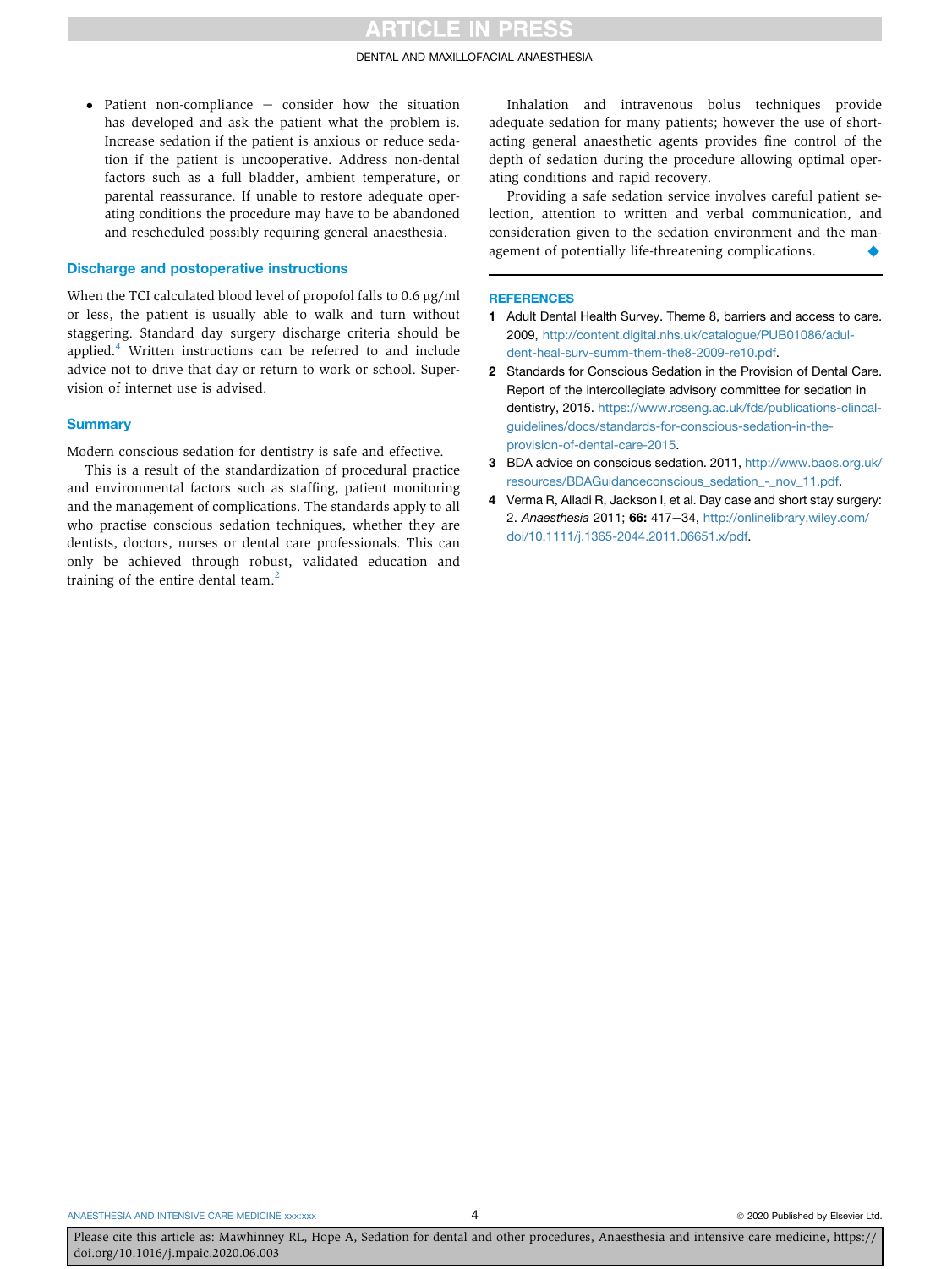- Patient non-compliance – consider how the situation has developed and ask the patient what the problem is. Increase sedation if the patient is anxious or reduce sedation if the patient is uncooperative. Address non-dental factors such as a full bladder, ambient temperature, or parental reassurance. If unable to restore adequate operating conditions the procedure may have to be abandoned and rescheduled possibly requiring general anaesthesia.

## Discharge and postoperative instructions

When the TCI calculated blood level of propofol falls to 0.6 μg/ml or less, the patient is usually able to walk and turn without staggering. Standard day surgery discharge criteria should be applied.[4] Written instructions can be referred to and include advice not to drive that day or return to work or school. Supervision of internet use is advised.

## Summary

Modern conscious sedation for dentistry is safe and effective.

This is a result of the standardization of procedural practice and environmental factors such as staffing, patient monitoring and the management of complications. The standards apply to all who practise conscious sedation techniques, whether they are dentists, doctors, nurses or dental care professionals. This can only be achieved through robust, validated education and training of the entire dental team.[2]

Inhalation and intravenous bolus techniques provide adequate sedation for many patients; however the use of short-acting general anaesthetic agents provides fine control of the depth of sedation during the procedure allowing optimal operating conditions and rapid recovery.

Providing a safe sedation service involves careful patient selection, attention to written and verbal communication, and consideration given to the sedation environment and the management of potentially life-threatening complications. ◆

## REFERENCES

1. Adult Dental Health Survey. Theme 8, barriers and access to care. 2009, http://content.digital.nhs.uk/catalogue/PUB01086/adul-dent-heal-surv-summ-them-the8-2009-re10.pdf.
2. Standards for Conscious Sedation in the Provision of Dental Care. Report of the intercollegiate advisory committee for sedation in dentistry, 2015. https://www.rcseng.ac.uk/fds/publications-clincal-guidelines/docs/standards-for-conscious-sedation-in-the-provision-of-dental-care-2015.
3. BDA advice on conscious sedation. 2011, http://www.baos.org.uk/resources/BDAGuidanceconscious_sedation_-_nov_11.pdf.
4. Verma R, Alladi R, Jackson I, et al. Day case and short stay surgery: 2. *Anaesthesia* 2011; **66:** 417–34, http://onlinelibrary.wiley.com/doi/10.1111/j.1365-2044.2011.06651.x/pdf.